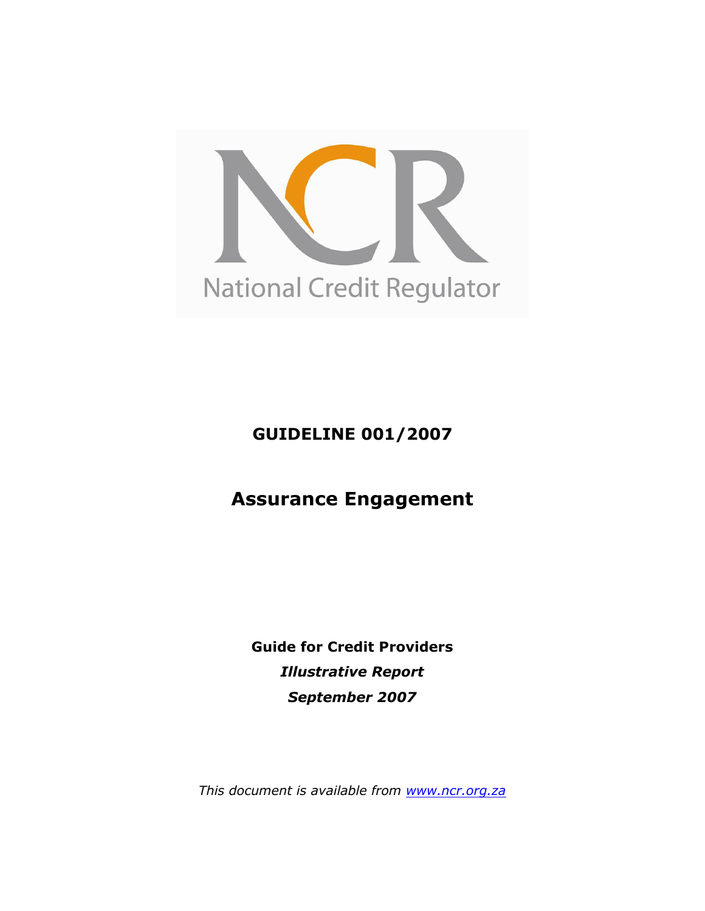NCR

National Credit Regulator

# GUIDELINE 001/2007

## Assurance Engagement

**Guide for Credit Providers**

***Illustrative Report***

***September 2007***

*This document is available from [www.ncr.org.za](http://www.ncr.org.za)*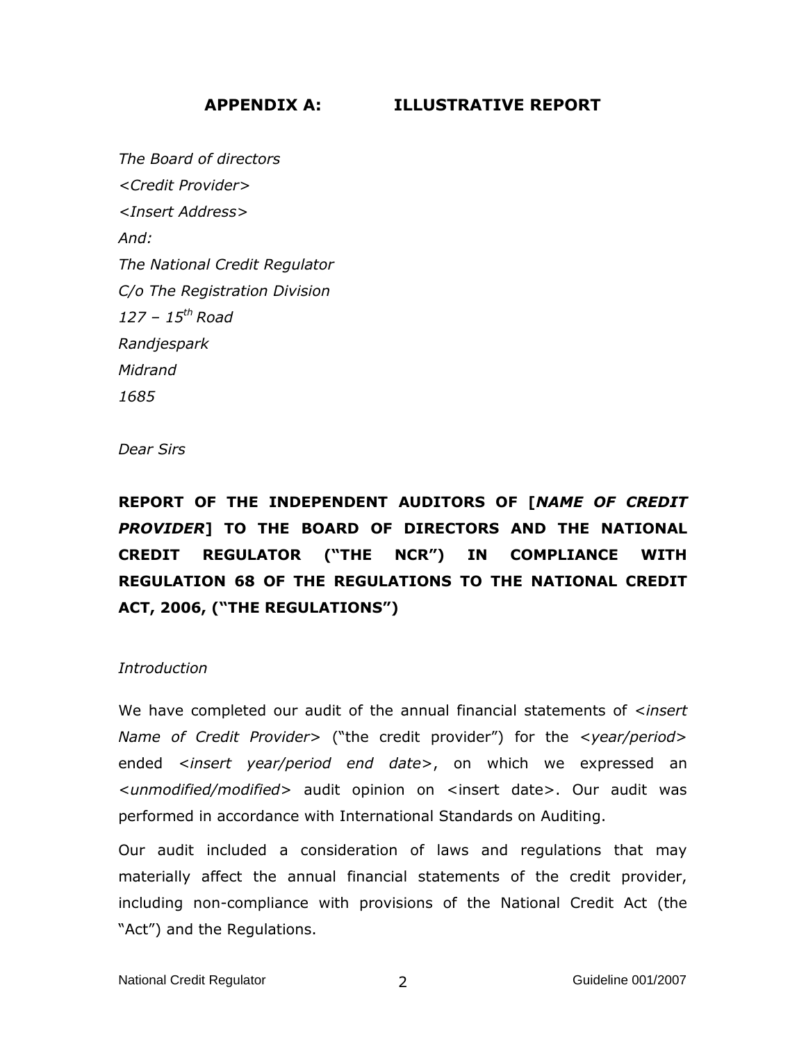## APPENDIX A: ILLUSTRATIVE REPORT

*The Board of directors*
*<Credit Provider>*
*<Insert Address>*
*And:*
*The National Credit Regulator*
*C/o The Registration Division*
*127 – 15th Road*
*Randjespark*
*Midrand*
*1685*

*Dear Sirs*

**REPORT OF THE INDEPENDENT AUDITORS OF [*NAME OF CREDIT PROVIDER*] TO THE BOARD OF DIRECTORS AND THE NATIONAL CREDIT REGULATOR ("THE NCR") IN COMPLIANCE WITH REGULATION 68 OF THE REGULATIONS TO THE NATIONAL CREDIT ACT, 2006, ("THE REGULATIONS")**

*Introduction*

We have completed our audit of the annual financial statements of <*insert Name of Credit Provider*> ("the credit provider") for the <*year/period*> ended <*insert year/period end date*>, on which we expressed an <*unmodified/modified*> audit opinion on <insert date>. Our audit was performed in accordance with International Standards on Auditing.

Our audit included a consideration of laws and regulations that may materially affect the annual financial statements of the credit provider, including non-compliance with provisions of the National Credit Act (the "Act") and the Regulations.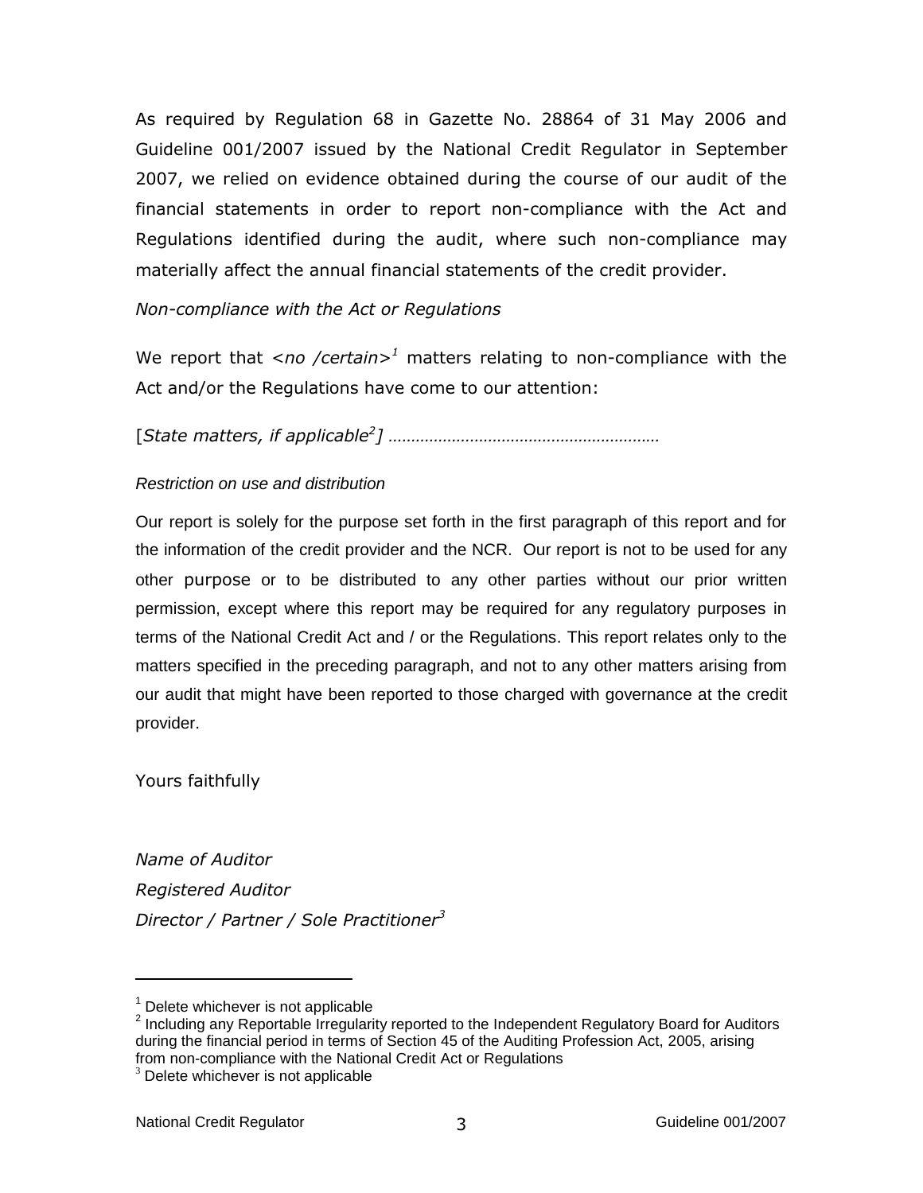As required by Regulation 68 in Gazette No. 28864 of 31 May 2006 and Guideline 001/2007 issued by the National Credit Regulator in September 2007, we relied on evidence obtained during the course of our audit of the financial statements in order to report non-compliance with the Act and Regulations identified during the audit, where such non-compliance may materially affect the annual financial statements of the credit provider.

*Non-compliance with the Act or Regulations*

We report that <*no /certain*>[1] matters relating to non-compliance with the Act and/or the Regulations have come to our attention:

[*State matters, if applicable*[2]] ……………………………………………………

*Restriction on use and distribution*

Our report is solely for the purpose set forth in the first paragraph of this report and for the information of the credit provider and the NCR. Our report is not to be used for any other purpose or to be distributed to any other parties without our prior written permission, except where this report may be required for any regulatory purposes in terms of the National Credit Act and / or the Regulations. This report relates only to the matters specified in the preceding paragraph, and not to any other matters arising from our audit that might have been reported to those charged with governance at the credit provider.

Yours faithfully

*Name of Auditor*
*Registered Auditor*
*Director / Partner / Sole Practitioner*[3]

---

[1] Delete whichever is not applicable
[2] Including any Reportable Irregularity reported to the Independent Regulatory Board for Auditors during the financial period in terms of Section 45 of the Auditing Profession Act, 2005, arising from non-compliance with the National Credit Act or Regulations
[3] Delete whichever is not applicable